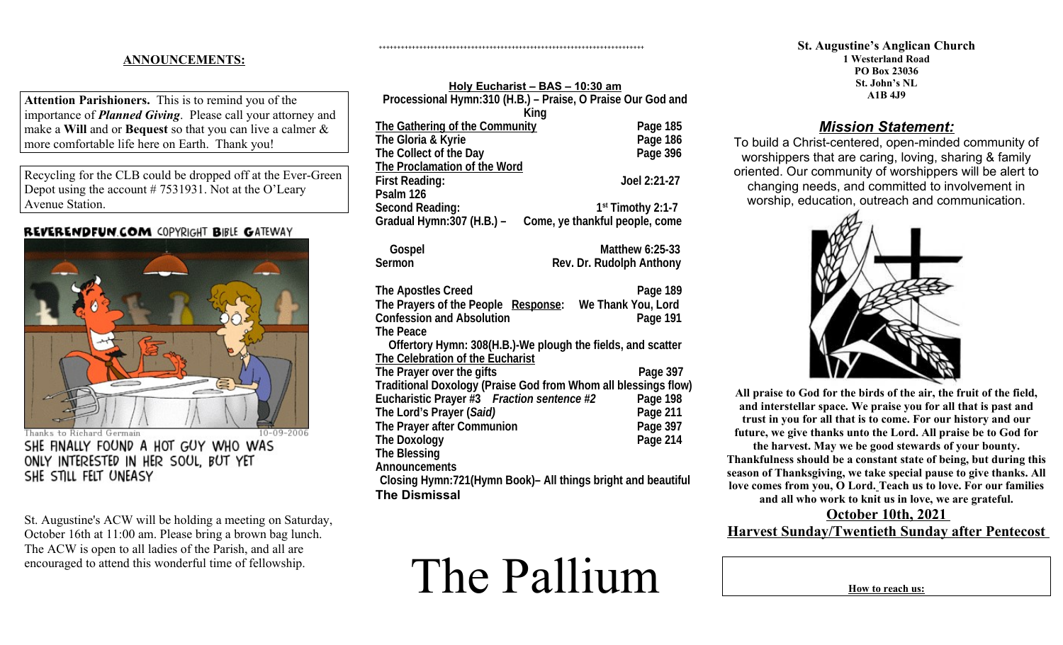## ANNOUNCEMENTS:

**Attention Parishioners.** This is to remind you of the importance of ***Planned Giving***. Please call your attorney and make a **Will** and or **Bequest** so that you can live a calmer & more comfortable life here on Earth. Thank you!

Recycling for the CLB could be dropped off at the Ever-Green Depot using the account # 7531931. Not at the O'Leary Avenue Station.

REVERENDFUN.COM COPYRIGHT BIBLE GATEWAY

Thanks to Richard Germain 10-09-2006

SHE FINALLY FOUND A HOT GUY WHO WAS ONLY INTERESTED IN HER SOUL, BUT YET SHE STILL FELT UNEASY

St. Augustine's ACW will be holding a meeting on Saturday, October 16th at 11:00 am. Please bring a brown bag lunch. The ACW is open to all ladies of the Parish, and all are encouraged to attend this wonderful time of fellowship.

++++++++++++++++++++++++++++++++++++++++++++++++++++++++++++++++++++++++++++

**Holy Eucharist – BAS – 10:30 am**

**Processional Hymn:310 (H.B.) – Praise, O Praise Our God and King**

**The Gathering of the Community** — **Page 185**
**The Gloria & Kyrie** — **Page 186**
**The Collect of the Day** — **Page 396**
**The Proclamation of the Word**
**First Reading:** — **Joel 2:21-27**
**Psalm 126**
**Second Reading:** — **1st Timothy 2:1-7**
**Gradual Hymn:307 (H.B.) – Come, ye thankful people, come**

**Gospel** — **Matthew 6:25-33**
**Sermon** — **Rev. Dr. Rudolph Anthony**

**The Apostles Creed** — **Page 189**
**The Prayers of the People Response: We Thank You, Lord**
**Confession and Absolution** — **Page 191**
**The Peace**
**Offertory Hymn: 308(H.B.)-We plough the fields, and scatter**
**The Celebration of the Eucharist**
**The Prayer over the gifts** — **Page 397**
**Traditional Doxology (Praise God from Whom all blessings flow)**
**Eucharistic Prayer #3 *Fraction sentence #2*** — **Page 198**
**The Lord's Prayer (*Said*)** — **Page 211**
**The Prayer after Communion** — **Page 397**
**The Doxology** — **Page 214**
**The Blessing**
**Announcements**
**Closing Hymn:721(Hymn Book)– All things bright and beautiful**
**The Dismissal**

# The Pallium

**St. Augustine's Anglican Church**
**1 Westerland Road**
**PO Box 23036**
**St. John's NL**
**A1B 4J9**

### *Mission Statement:*

To build a Christ-centered, open-minded community of worshippers that are caring, loving, sharing & family oriented. Our community of worshippers will be alert to changing needs, and committed to involvement in worship, education, outreach and communication.

**All praise to God for the birds of the air, the fruit of the field, and interstellar space. We praise you for all that is past and trust in you for all that is to come. For our history and our future, we give thanks unto the Lord. All praise be to God for the harvest. May we be good stewards of your bounty. Thankfulness should be a constant state of being, but during this season of Thanksgiving, we take special pause to give thanks. All love comes from you, O Lord. Teach us to love. For our families and all who work to knit us in love, we are grateful.**

**October 10th, 2021**

**Harvest Sunday/Twentieth Sunday after Pentecost**

**How to reach us:**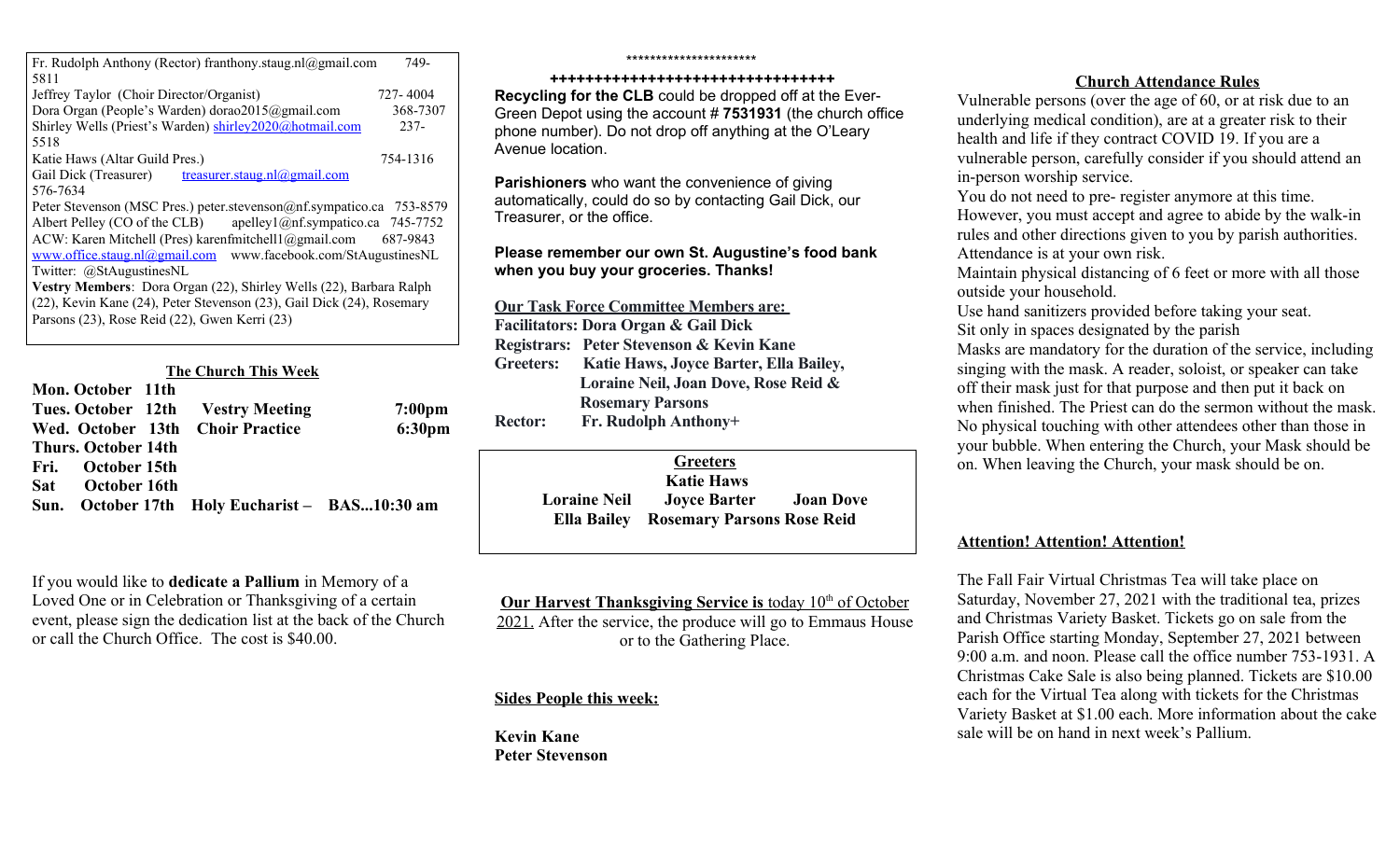Fr. Rudolph Anthony (Rector) franthony.staug.nl@gmail.com 749-5811
Jeffrey Taylor (Choir Director/Organist) 727- 4004
Dora Organ (People's Warden) dorao2015@gmail.com 368-7307
Shirley Wells (Priest's Warden) shirley2020@hotmail.com 237-5518
Katie Haws (Altar Guild Pres.) 754-1316
Gail Dick (Treasurer) treasurer.staug.nl@gmail.com 576-7634
Peter Stevenson (MSC Pres.) peter.stevenson@nf.sympatico.ca 753-8579
Albert Pelley (CO of the CLB) apelley1@nf.sympatico.ca 745-7752
ACW: Karen Mitchell (Pres) karenfmitchell1@gmail.com 687-9843
www.office.staug.nl@gmail.com www.facebook.com/StAugustinesNL
Twitter: @StAugustinesNL
**Vestry Members**: Dora Organ (22), Shirley Wells (22), Barbara Ralph (22), Kevin Kane (24), Peter Stevenson (23), Gail Dick (24), Rosemary Parsons (23), Rose Reid (22), Gwen Kerri (23)

## The Church This Week

| | | |
|---|---|---|
| **Mon. October 11th** | | |
| **Tues. October 12th** | **Vestry Meeting** | **7:00pm** |
| **Wed. October 13th** | **Choir Practice** | **6:30pm** |
| **Thurs. October 14th** | | |
| **Fri. October 15th** | | |
| **Sat October 16th** | | |
| **Sun. October 17th** | **Holy Eucharist – BAS...10:30 am** | |

If you would like to **dedicate a Pallium** in Memory of a Loved One or in Celebration or Thanksgiving of a certain event, please sign the dedication list at the back of the Church or call the Church Office. The cost is $40.00.

*********************

++++++++++++++++++++++++++++++++

**Recycling for the CLB** could be dropped off at the Ever-Green Depot using the account # **7531931** (the church office phone number). Do not drop off anything at the O'Leary Avenue location.

**Parishioners** who want the convenience of giving automatically, could do so by contacting Gail Dick, our Treasurer, or the office.

**Please remember our own St. Augustine's food bank when you buy your groceries. Thanks!**

**Our Task Force Committee Members are:**
**Facilitators: Dora Organ & Gail Dick**
**Registrars: Peter Stevenson & Kevin Kane**
**Greeters: Katie Haws, Joyce Barter, Ella Bailey, Loraine Neil, Joan Dove, Rose Reid & Rosemary Parsons**
**Rector: Fr. Rudolph Anthony+**

**Greeters**
**Katie Haws**
**Loraine Neil Joyce Barter Joan Dove**
**Ella Bailey Rosemary Parsons Rose Reid**

**Our Harvest Thanksgiving Service is** today 10th of October 2021. After the service, the produce will go to Emmaus House or to the Gathering Place.

**Sides People this week:**

**Kevin Kane**
**Peter Stevenson**

## Church Attendance Rules

Vulnerable persons (over the age of 60, or at risk due to an underlying medical condition), are at a greater risk to their health and life if they contract COVID 19. If you are a vulnerable person, carefully consider if you should attend an in-person worship service.
You do not need to pre- register anymore at this time. However, you must accept and agree to abide by the walk-in rules and other directions given to you by parish authorities. Attendance is at your own risk.
Maintain physical distancing of 6 feet or more with all those outside your household.
Use hand sanitizers provided before taking your seat.
Sit only in spaces designated by the parish
Masks are mandatory for the duration of the service, including singing with the mask. A reader, soloist, or speaker can take off their mask just for that purpose and then put it back on when finished. The Priest can do the sermon without the mask. No physical touching with other attendees other than those in your bubble. When entering the Church, your Mask should be on. When leaving the Church, your mask should be on.

**Attention! Attention! Attention!**

The Fall Fair Virtual Christmas Tea will take place on Saturday, November 27, 2021 with the traditional tea, prizes and Christmas Variety Basket. Tickets go on sale from the Parish Office starting Monday, September 27, 2021 between 9:00 a.m. and noon. Please call the office number 753-1931. A Christmas Cake Sale is also being planned. Tickets are $10.00 each for the Virtual Tea along with tickets for the Christmas Variety Basket at $1.00 each. More information about the cake sale will be on hand in next week's Pallium.